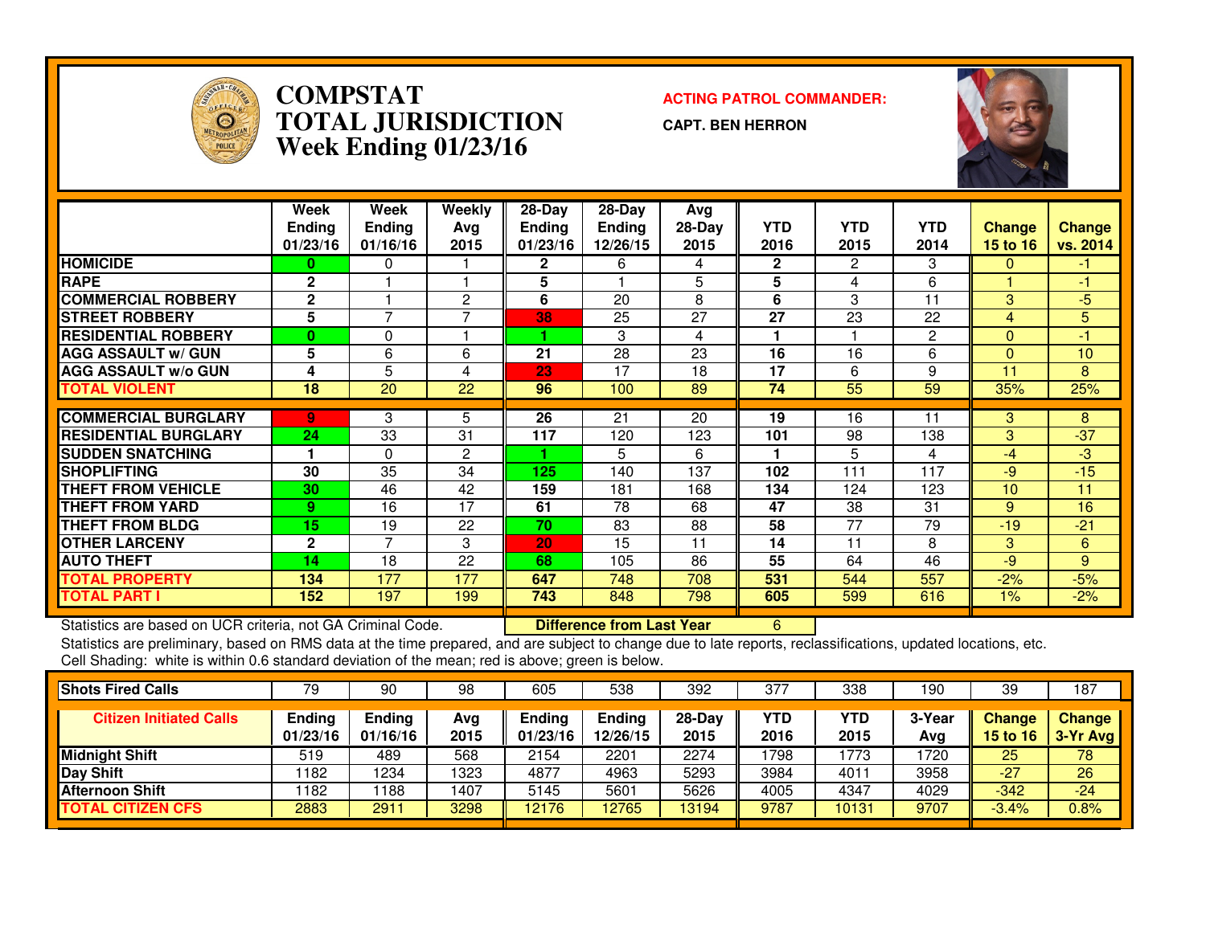# COMPSTAT
# TOTAL JURISDICTION
## Week Ending 01/23/16

**ACTING PATROL COMMANDER:**

**CAPT. BEN HERRON**

| | Week Ending 01/23/16 | Week Ending 01/16/16 | Weekly Avg 2015 | 28-Day Ending 01/23/16 | 28-Day Ending 12/26/15 | Avg 28-Day 2015 | YTD 2016 | YTD 2015 | YTD 2014 | Change 15 to 16 | Change vs. 2014 |
|---|---|---|---|---|---|---|---|---|---|---|---|
| HOMICIDE | 0 | 0 | 1 | 2 | 6 | 4 | 2 | 2 | 3 | 0 | -1 |
| RAPE | 2 | 1 | 1 | 5 | 1 | 5 | 5 | 4 | 6 | 1 | -1 |
| COMMERCIAL ROBBERY | 2 | 1 | 2 | 6 | 20 | 8 | 6 | 3 | 11 | 3 | -5 |
| STREET ROBBERY | 5 | 7 | 7 | 38 | 25 | 27 | 27 | 23 | 22 | 4 | 5 |
| RESIDENTIAL ROBBERY | 0 | 0 | 1 | 1 | 3 | 4 | 1 | 1 | 2 | 0 | -1 |
| AGG ASSAULT w/ GUN | 5 | 6 | 6 | 21 | 28 | 23 | 16 | 16 | 6 | 0 | 10 |
| AGG ASSAULT w/o GUN | 4 | 5 | 4 | 23 | 17 | 18 | 17 | 6 | 9 | 11 | 8 |
| TOTAL VIOLENT | 18 | 20 | 22 | 96 | 100 | 89 | 74 | 55 | 59 | 35% | 25% |
| COMMERCIAL BURGLARY | 9 | 3 | 5 | 26 | 21 | 20 | 19 | 16 | 11 | 3 | 8 |
| RESIDENTIAL BURGLARY | 24 | 33 | 31 | 117 | 120 | 123 | 101 | 98 | 138 | 3 | -37 |
| SUDDEN SNATCHING | 1 | 0 | 2 | 1 | 5 | 6 | 1 | 5 | 4 | -4 | -3 |
| SHOPLIFTING | 30 | 35 | 34 | 125 | 140 | 137 | 102 | 111 | 117 | -9 | -15 |
| THEFT FROM VEHICLE | 30 | 46 | 42 | 159 | 181 | 168 | 134 | 124 | 123 | 10 | 11 |
| THEFT FROM YARD | 9 | 16 | 17 | 61 | 78 | 68 | 47 | 38 | 31 | 9 | 16 |
| THEFT FROM BLDG | 15 | 19 | 22 | 70 | 83 | 88 | 58 | 77 | 79 | -19 | -21 |
| OTHER LARCENY | 2 | 7 | 3 | 20 | 15 | 11 | 14 | 11 | 8 | 3 | 6 |
| AUTO THEFT | 14 | 18 | 22 | 68 | 105 | 86 | 55 | 64 | 46 | -9 | 9 |
| TOTAL PROPERTY | 134 | 177 | 177 | 647 | 748 | 708 | 531 | 544 | 557 | -2% | -5% |
| TOTAL PART I | 152 | 197 | 199 | 743 | 848 | 798 | 605 | 599 | 616 | 1% | -2% |

Statistics are based on UCR criteria, not GA Criminal Code.

**Difference from Last Year** 6

Statistics are preliminary, based on RMS data at the time prepared, and are subject to change due to late reports, reclassifications, updated locations, etc.

Cell Shading: white is within 0.6 standard deviation of the mean; red is above; green is below.

| Shots Fired Calls | 79 | 90 | 98 | 605 | 538 | 392 | 377 | 338 | 190 | 39 | 187 |
|---|---|---|---|---|---|---|---|---|---|---|---|
| **Citizen Initiated Calls** | **Ending 01/23/16** | **Ending 01/16/16** | **Avg 2015** | **Ending 01/23/16** | **Ending 12/26/15** | **28-Day 2015** | **YTD 2016** | **YTD 2015** | **3-Year Avg** | **Change 15 to 16** | **Change 3-Yr Avg** |
| Midnight Shift | 519 | 489 | 568 | 2154 | 2201 | 2274 | 1798 | 1773 | 1720 | 25 | 78 |
| Day Shift | 1182 | 1234 | 1323 | 4877 | 4963 | 5293 | 3984 | 4011 | 3958 | -27 | 26 |
| Afternoon Shift | 1182 | 1188 | 1407 | 5145 | 5601 | 5626 | 4005 | 4347 | 4029 | -342 | -24 |
| TOTAL CITIZEN CFS | 2883 | 2911 | 3298 | 12176 | 12765 | 13194 | 9787 | 10131 | 9707 | -3.4% | 0.8% |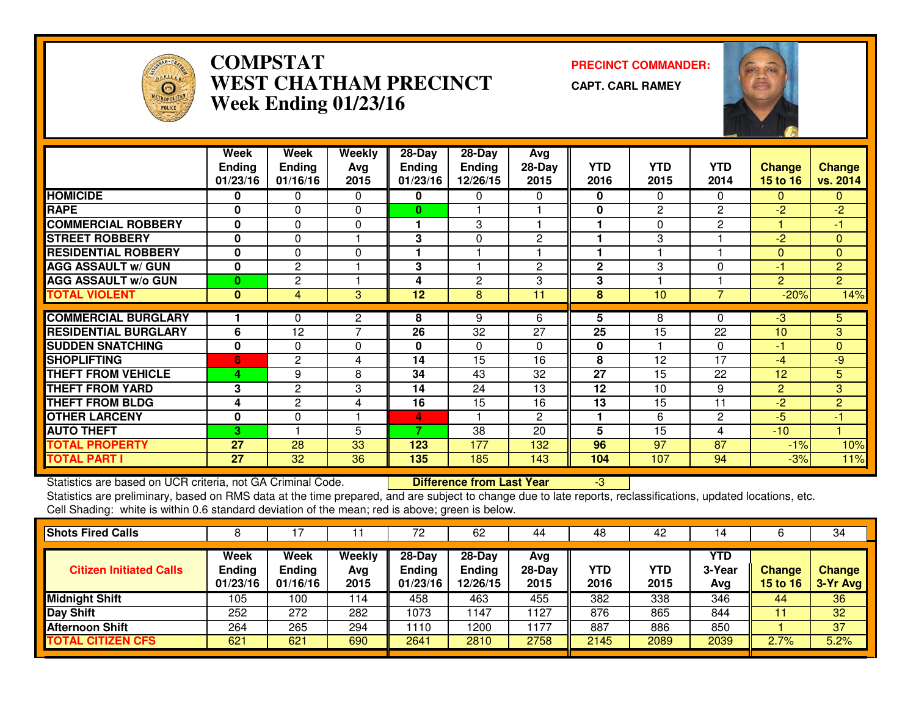# COMPSTAT
## WEST CHATHAM PRECINCT
### Week Ending 01/23/16

**PRECINCT COMMANDER:**
**CAPT. CARL RAMEY**

| | Week Ending 01/23/16 | Week Ending 01/16/16 | Weekly Avg 2015 | 28-Day Ending 01/23/16 | 28-Day Ending 12/26/15 | Avg 28-Day 2015 | YTD 2016 | YTD 2015 | YTD 2014 | Change 15 to 16 | Change vs. 2014 |
|---|---|---|---|---|---|---|---|---|---|---|---|
| HOMICIDE | 0 | 0 | 0 | 0 | 0 | 0 | 0 | 0 | 0 | 0 | 0 |
| RAPE | 0 | 0 | 0 | 0 | 1 | 1 | 0 | 2 | 2 | -2 | -2 |
| COMMERCIAL ROBBERY | 0 | 0 | 0 | 1 | 3 | 1 | 1 | 0 | 2 | 1 | -1 |
| STREET ROBBERY | 0 | 0 | 1 | 3 | 0 | 2 | 1 | 3 | 1 | -2 | 0 |
| RESIDENTIAL ROBBERY | 0 | 0 | 0 | 1 | 1 | 1 | 1 | 1 | 1 | 0 | 0 |
| AGG ASSAULT w/ GUN | 0 | 2 | 1 | 3 | 1 | 2 | 2 | 3 | 0 | -1 | 2 |
| AGG ASSAULT w/o GUN | 0 | 2 | 1 | 4 | 2 | 3 | 3 | 1 | 1 | 2 | 2 |
| TOTAL VIOLENT | 0 | 4 | 3 | 12 | 8 | 11 | 8 | 10 | 7 | -20% | 14% |
| COMMERCIAL BURGLARY | 1 | 0 | 2 | 8 | 9 | 6 | 5 | 8 | 0 | -3 | 5 |
| RESIDENTIAL BURGLARY | 6 | 12 | 7 | 26 | 32 | 27 | 25 | 15 | 22 | 10 | 3 |
| SUDDEN SNATCHING | 0 | 0 | 0 | 0 | 0 | 0 | 0 | 1 | 0 | -1 | 0 |
| SHOPLIFTING | 6 | 2 | 4 | 14 | 15 | 16 | 8 | 12 | 17 | -4 | -9 |
| THEFT FROM VEHICLE | 4 | 9 | 8 | 34 | 43 | 32 | 27 | 15 | 22 | 12 | 5 |
| THEFT FROM YARD | 3 | 2 | 3 | 14 | 24 | 13 | 12 | 10 | 9 | 2 | 3 |
| THEFT FROM BLDG | 4 | 2 | 4 | 16 | 15 | 16 | 13 | 15 | 11 | -2 | 2 |
| OTHER LARCENY | 0 | 0 | 1 | 4 | 1 | 2 | 1 | 6 | 2 | -5 | -1 |
| AUTO THEFT | 3 | 1 | 5 | 7 | 38 | 20 | 5 | 15 | 4 | -10 | 1 |
| TOTAL PROPERTY | 27 | 28 | 33 | 123 | 177 | 132 | 96 | 97 | 87 | -1% | 10% |
| TOTAL PART I | 27 | 32 | 36 | 135 | 185 | 143 | 104 | 107 | 94 | -3% | 11% |

Statistics are based on UCR criteria, not GA Criminal Code. **Difference from Last Year** -3

Statistics are preliminary, based on RMS data at the time prepared, and are subject to change due to late reports, reclassifications, updated locations, etc.

Cell Shading: white is within 0.6 standard deviation of the mean; red is above; green is below.

| Shots Fired Calls | 8 | 17 | 11 | 72 | 62 | 44 | 48 | 42 | 14 | 6 | 34 |
|---|---|---|---|---|---|---|---|---|---|---|---|

| Citizen Initiated Calls | Week Ending 01/23/16 | Week Ending 01/16/16 | Weekly Avg 2015 | 28-Day Ending 01/23/16 | 28-Day Ending 12/26/15 | Avg 28-Day 2015 | YTD 2016 | YTD 2015 | YTD 3-Year Avg | Change 15 to 16 | Change 3-Yr Avg |
|---|---|---|---|---|---|---|---|---|---|---|---|
| Midnight Shift | 105 | 100 | 114 | 458 | 463 | 455 | 382 | 338 | 346 | 44 | 36 |
| Day Shift | 252 | 272 | 282 | 1073 | 1147 | 1127 | 876 | 865 | 844 | 11 | 32 |
| Afternoon Shift | 264 | 265 | 294 | 1110 | 1200 | 1177 | 887 | 886 | 850 | 1 | 37 |
| TOTAL CITIZEN CFS | 621 | 621 | 690 | 2641 | 2810 | 2758 | 2145 | 2089 | 2039 | 2.7% | 5.2% |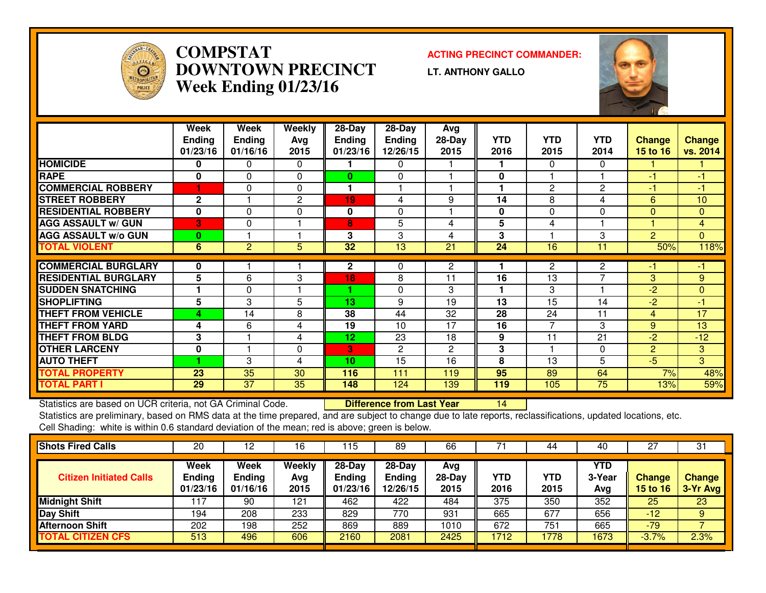# COMPSTAT DOWNTOWN PRECINCT Week Ending 01/23/16

**ACTING PRECINCT COMMANDER:**

**LT. ANTHONY GALLO**

| | Week Ending 01/23/16 | Week Ending 01/16/16 | Weekly Avg 2015 | 28-Day Ending 01/23/16 | 28-Day Ending 12/26/15 | Avg 28-Day 2015 | YTD 2016 | YTD 2015 | YTD 2014 | Change 15 to 16 | Change vs. 2014 |
|---|---|---|---|---|---|---|---|---|---|---|---|
| HOMICIDE | 0 | 0 | 0 | 1 | 0 | 1 | 1 | 0 | 0 | 1 | 1 |
| RAPE | 0 | 0 | 0 | 0 | 0 | 1 | 0 | 1 | 1 | -1 | -1 |
| COMMERCIAL ROBBERY | 1 | 0 | 0 | 1 | 1 | 1 | 1 | 2 | 2 | -1 | -1 |
| STREET ROBBERY | 2 | 1 | 2 | 19 | 4 | 9 | 14 | 8 | 4 | 6 | 10 |
| RESIDENTIAL ROBBERY | 0 | 0 | 0 | 0 | 0 | 1 | 0 | 0 | 0 | 0 | 0 |
| AGG ASSAULT w/ GUN | 3 | 0 | 1 | 8 | 5 | 4 | 5 | 4 | 1 | 1 | 4 |
| AGG ASSAULT w/o GUN | 0 | 1 | 1 | 3 | 3 | 4 | 3 | 1 | 3 | 2 | 0 |
| TOTAL VIOLENT | 6 | 2 | 5 | 32 | 13 | 21 | 24 | 16 | 11 | 50% | 118% |
| COMMERCIAL BURGLARY | 0 | 1 | 1 | 2 | 0 | 2 | 1 | 2 | 2 | -1 | -1 |
| RESIDENTIAL BURGLARY | 5 | 6 | 3 | 18 | 8 | 11 | 16 | 13 | 7 | 3 | 9 |
| SUDDEN SNATCHING | 1 | 0 | 1 | 1 | 0 | 3 | 1 | 3 | 1 | -2 | 0 |
| SHOPLIFTING | 5 | 3 | 5 | 13 | 9 | 19 | 13 | 15 | 14 | -2 | -1 |
| THEFT FROM VEHICLE | 4 | 14 | 8 | 38 | 44 | 32 | 28 | 24 | 11 | 4 | 17 |
| THEFT FROM YARD | 4 | 6 | 4 | 19 | 10 | 17 | 16 | 7 | 3 | 9 | 13 |
| THEFT FROM BLDG | 3 | 1 | 4 | 12 | 23 | 18 | 9 | 11 | 21 | -2 | -12 |
| OTHER LARCENY | 0 | 1 | 0 | 3 | 2 | 2 | 3 | 1 | 0 | 2 | 3 |
| AUTO THEFT | 1 | 3 | 4 | 10 | 15 | 16 | 8 | 13 | 5 | -5 | 3 |
| TOTAL PROPERTY | 23 | 35 | 30 | 116 | 111 | 119 | 95 | 89 | 64 | 7% | 48% |
| TOTAL PART I | 29 | 37 | 35 | 148 | 124 | 139 | 119 | 105 | 75 | 13% | 59% |

Statistics are based on UCR criteria, not GA Criminal Code. **Difference from Last Year** 14

Statistics are preliminary, based on RMS data at the time prepared, and are subject to change due to late reports, reclassifications, updated locations, etc.

Cell Shading: white is within 0.6 standard deviation of the mean; red is above; green is below.

| Shots Fired Calls | 20 | 12 | 16 | 115 | 89 | 66 | 71 | 44 | 40 | 27 | 31 |
|---|---|---|---|---|---|---|---|---|---|---|---|

| Citizen Initiated Calls | Week Ending 01/23/16 | Week Ending 01/16/16 | Weekly Avg 2015 | 28-Day Ending 01/23/16 | 28-Day Ending 12/26/15 | Avg 28-Day 2015 | YTD 2016 | YTD 2015 | YTD 3-Year Avg | Change 15 to 16 | Change 3-Yr Avg |
|---|---|---|---|---|---|---|---|---|---|---|---|
| Midnight Shift | 117 | 90 | 121 | 462 | 422 | 484 | 375 | 350 | 352 | 25 | 23 |
| Day Shift | 194 | 208 | 233 | 829 | 770 | 931 | 665 | 677 | 656 | -12 | 9 |
| Afternoon Shift | 202 | 198 | 252 | 869 | 889 | 1010 | 672 | 751 | 665 | -79 | 7 |
| TOTAL CITIZEN CFS | 513 | 496 | 606 | 2160 | 2081 | 2425 | 1712 | 1778 | 1673 | -3.7% | 2.3% |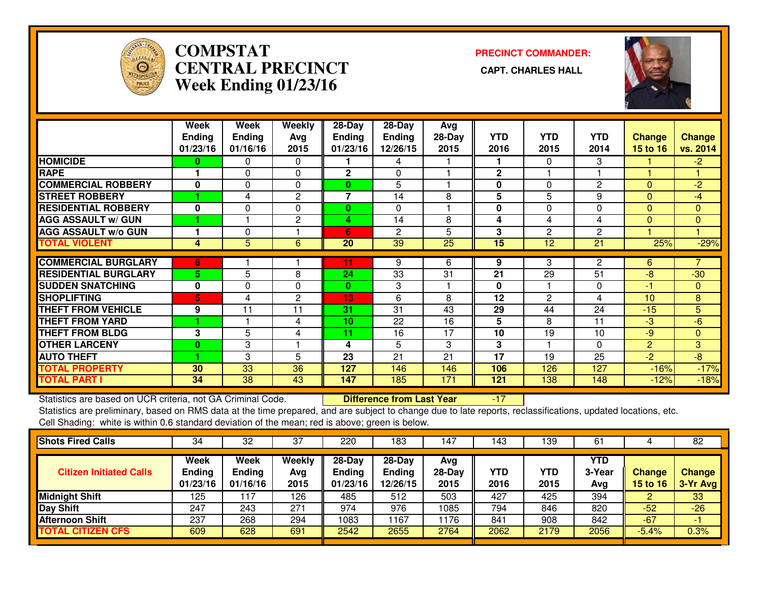# COMPSTAT CENTRAL PRECINCT Week Ending 01/23/16

**PRECINCT COMMANDER:**

**CAPT. CHARLES HALL**

| | Week Ending 01/23/16 | Week Ending 01/16/16 | Weekly Avg 2015 | 28-Day Ending 01/23/16 | 28-Day Ending 12/26/15 | Avg 28-Day 2015 | YTD 2016 | YTD 2015 | YTD 2014 | Change 15 to 16 | Change vs. 2014 |
|---|---|---|---|---|---|---|---|---|---|---|---|
| HOMICIDE | 0 | 0 | 0 | 1 | 4 | 1 | 1 | 0 | 3 | 1 | -2 |
| RAPE | 1 | 0 | 0 | 2 | 0 | 1 | 2 | 1 | 1 | 1 | 1 |
| COMMERCIAL ROBBERY | 0 | 0 | 0 | 0 | 5 | 1 | 0 | 0 | 2 | 0 | -2 |
| STREET ROBBERY | 1 | 4 | 2 | 7 | 14 | 8 | 5 | 5 | 9 | 0 | -4 |
| RESIDENTIAL ROBBERY | 0 | 0 | 0 | 0 | 0 | 1 | 0 | 0 | 0 | 0 | 0 |
| AGG ASSAULT w/ GUN | 1 | 1 | 2 | 4 | 14 | 8 | 4 | 4 | 4 | 0 | 0 |
| AGG ASSAULT w/o GUN | 1 | 0 | 1 | 6 | 2 | 5 | 3 | 2 | 2 | 1 | 1 |
| TOTAL VIOLENT | 4 | 5 | 6 | 20 | 39 | 25 | 15 | 12 | 21 | 25% | -29% |
| COMMERCIAL BURGLARY | 6 | 1 | 1 | 11 | 9 | 6 | 9 | 3 | 2 | 6 | 7 |
| RESIDENTIAL BURGLARY | 5 | 5 | 8 | 24 | 33 | 31 | 21 | 29 | 51 | -8 | -30 |
| SUDDEN SNATCHING | 0 | 0 | 0 | 0 | 3 | 1 | 0 | 1 | 0 | -1 | 0 |
| SHOPLIFTING | 5 | 4 | 2 | 13 | 6 | 8 | 12 | 2 | 4 | 10 | 8 |
| THEFT FROM VEHICLE | 9 | 11 | 11 | 31 | 31 | 43 | 29 | 44 | 24 | -15 | 5 |
| THEFT FROM YARD | 1 | 1 | 4 | 10 | 22 | 16 | 5 | 8 | 11 | -3 | -6 |
| THEFT FROM BLDG | 3 | 5 | 4 | 11 | 16 | 17 | 10 | 19 | 10 | -9 | 0 |
| OTHER LARCENY | 0 | 3 | 1 | 4 | 5 | 3 | 3 | 1 | 0 | 2 | 3 |
| AUTO THEFT | 1 | 3 | 5 | 23 | 21 | 21 | 17 | 19 | 25 | -2 | -8 |
| TOTAL PROPERTY | 30 | 33 | 36 | 127 | 146 | 146 | 106 | 126 | 127 | -16% | -17% |
| TOTAL PART I | 34 | 38 | 43 | 147 | 185 | 171 | 121 | 138 | 148 | -12% | -18% |

Statistics are based on UCR criteria, not GA Criminal Code. **Difference from Last Year** -17

Statistics are preliminary, based on RMS data at the time prepared, and are subject to change due to late reports, reclassifications, updated locations, etc.

Cell Shading: white is within 0.6 standard deviation of the mean; red is above; green is below.

| Shots Fired Calls | 34 | 32 | 37 | 220 | 183 | 147 | 143 | 139 | 61 | 4 | 82 |
|---|---|---|---|---|---|---|---|---|---|---|---|

| Citizen Initiated Calls | Week Ending 01/23/16 | Week Ending 01/16/16 | Weekly Avg 2015 | 28-Day Ending 01/23/16 | 28-Day Ending 12/26/15 | Avg 28-Day 2015 | YTD 2016 | YTD 2015 | YTD 3-Year Avg | Change 15 to 16 | Change 3-Yr Avg |
|---|---|---|---|---|---|---|---|---|---|---|---|
| Midnight Shift | 125 | 117 | 126 | 485 | 512 | 503 | 427 | 425 | 394 | 2 | 33 |
| Day Shift | 247 | 243 | 271 | 974 | 976 | 1085 | 794 | 846 | 820 | -52 | -26 |
| Afternoon Shift | 237 | 268 | 294 | 1083 | 1167 | 1176 | 841 | 908 | 842 | -67 | -1 |
| TOTAL CITIZEN CFS | 609 | 628 | 691 | 2542 | 2655 | 2764 | 2062 | 2179 | 2056 | -5.4% | 0.3% |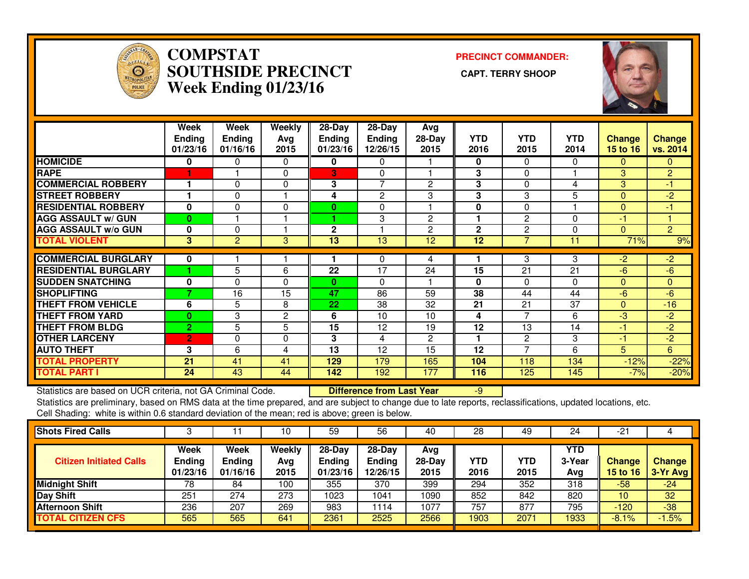# COMPSTAT SOUTHSIDE PRECINCT
## Week Ending 01/23/16

**PRECINCT COMMANDER:**

**CAPT. TERRY SHOOP**

| | Week Ending 01/23/16 | Week Ending 01/16/16 | Weekly Avg 2015 | 28-Day Ending 01/23/16 | 28-Day Ending 12/26/15 | Avg 28-Day 2015 | YTD 2016 | YTD 2015 | YTD 2014 | Change 15 to 16 | Change vs. 2014 |
|---|---|---|---|---|---|---|---|---|---|---|---|
| HOMICIDE | 0 | 0 | 0 | 0 | 0 | 1 | 0 | 0 | 0 | 0 | 0 |
| RAPE | 1 | 1 | 0 | 3 | 0 | 1 | 3 | 0 | 1 | 3 | 2 |
| COMMERCIAL ROBBERY | 1 | 0 | 0 | 3 | 7 | 2 | 3 | 0 | 4 | 3 | -1 |
| STREET ROBBERY | 1 | 0 | 1 | 4 | 2 | 3 | 3 | 3 | 5 | 0 | -2 |
| RESIDENTIAL ROBBERY | 0 | 0 | 0 | 0 | 0 | 1 | 0 | 0 | 1 | 0 | -1 |
| AGG ASSAULT w/ GUN | 0 | 1 | 1 | 1 | 3 | 2 | 1 | 2 | 0 | -1 | 1 |
| AGG ASSAULT w/o GUN | 0 | 0 | 1 | 2 | 1 | 2 | 2 | 2 | 0 | 0 | 2 |
| TOTAL VIOLENT | 3 | 2 | 3 | 13 | 13 | 12 | 12 | 7 | 11 | 71% | 9% |
| COMMERCIAL BURGLARY | 0 | 1 | 1 | 1 | 0 | 4 | 1 | 3 | 3 | -2 | -2 |
| RESIDENTIAL BURGLARY | 1 | 5 | 6 | 22 | 17 | 24 | 15 | 21 | 21 | -6 | -6 |
| SUDDEN SNATCHING | 0 | 0 | 0 | 0 | 0 | 1 | 0 | 0 | 0 | 0 | 0 |
| SHOPLIFTING | 7 | 16 | 15 | 47 | 86 | 59 | 38 | 44 | 44 | -6 | -6 |
| THEFT FROM VEHICLE | 6 | 5 | 8 | 22 | 38 | 32 | 21 | 21 | 37 | 0 | -16 |
| THEFT FROM YARD | 0 | 3 | 2 | 6 | 10 | 10 | 4 | 7 | 6 | -3 | -2 |
| THEFT FROM BLDG | 2 | 5 | 5 | 15 | 12 | 19 | 12 | 13 | 14 | -1 | -2 |
| OTHER LARCENY | 2 | 0 | 0 | 3 | 4 | 2 | 1 | 2 | 3 | -1 | -2 |
| AUTO THEFT | 3 | 6 | 4 | 13 | 12 | 15 | 12 | 7 | 6 | 5 | 6 |
| TOTAL PROPERTY | 21 | 41 | 41 | 129 | 179 | 165 | 104 | 118 | 134 | -12% | -22% |
| TOTAL PART I | 24 | 43 | 44 | 142 | 192 | 177 | 116 | 125 | 145 | -7% | -20% |

Statistics are based on UCR criteria, not GA Criminal Code. **Difference from Last Year** -9

Statistics are preliminary, based on RMS data at the time prepared, and are subject to change due to late reports, reclassifications, updated locations, etc.

Cell Shading: white is within 0.6 standard deviation of the mean; red is above; green is below.

| Shots Fired Calls | 3 | 11 | 10 | 59 | 56 | 40 | 28 | 49 | 24 | -21 | 4 |
|---|---|---|---|---|---|---|---|---|---|---|---|
| **Citizen Initiated Calls** | **Week Ending 01/23/16** | **Week Ending 01/16/16** | **Weekly Avg 2015** | **28-Day Ending 01/23/16** | **28-Day Ending 12/26/15** | **Avg 28-Day 2015** | **YTD 2016** | **YTD 2015** | **YTD 3-Year Avg** | **Change 15 to 16** | **Change 3-Yr Avg** |
| Midnight Shift | 78 | 84 | 100 | 355 | 370 | 399 | 294 | 352 | 318 | -58 | -24 |
| Day Shift | 251 | 274 | 273 | 1023 | 1041 | 1090 | 852 | 842 | 820 | 10 | 32 |
| Afternoon Shift | 236 | 207 | 269 | 983 | 1114 | 1077 | 757 | 877 | 795 | -120 | -38 |
| TOTAL CITIZEN CFS | 565 | 565 | 641 | 2361 | 2525 | 2566 | 1903 | 2071 | 1933 | -8.1% | -1.5% |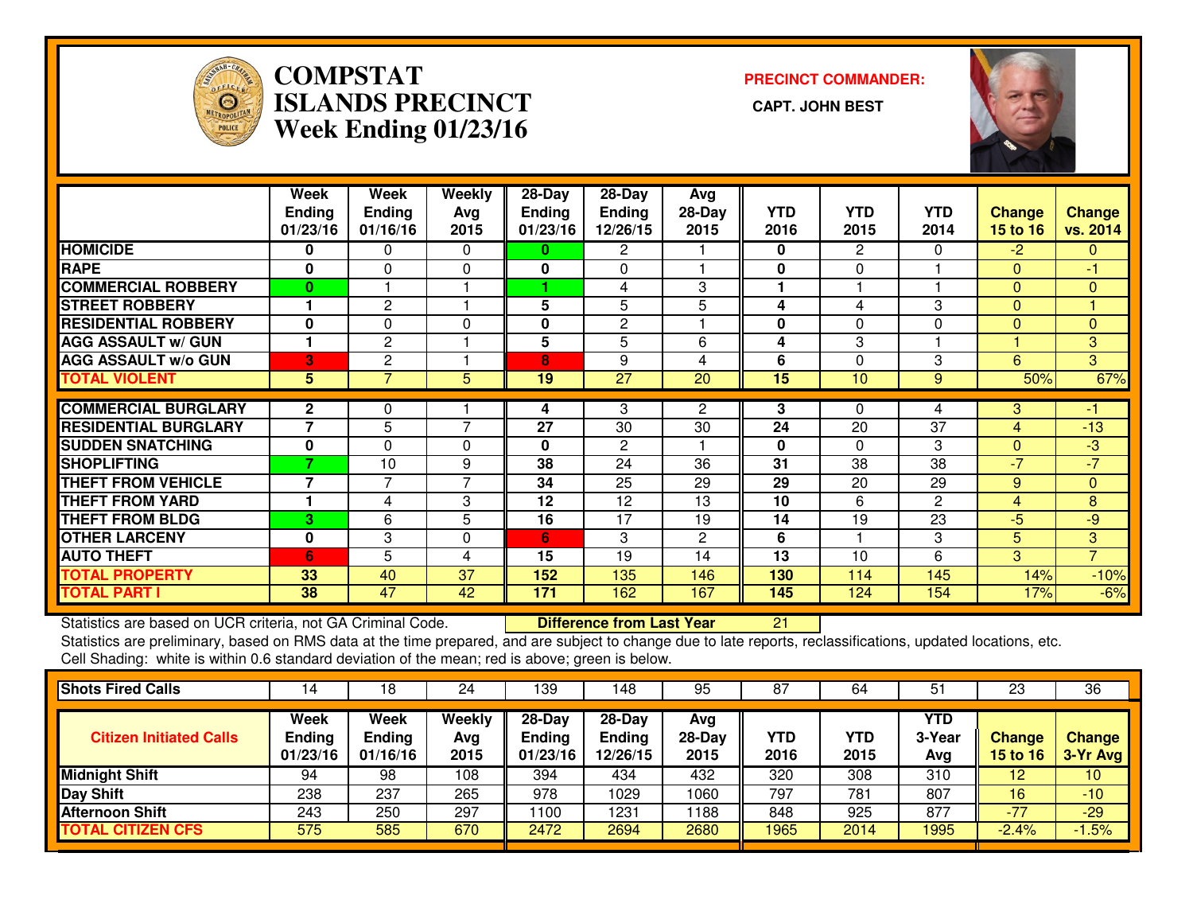# COMPSTAT
# ISLANDS PRECINCT
# Week Ending 01/23/16

**PRECINCT COMMANDER:**

**CAPT. JOHN BEST**

| | Week Ending 01/23/16 | Week Ending 01/16/16 | Weekly Avg 2015 | 28-Day Ending 01/23/16 | 28-Day Ending 12/26/15 | Avg 28-Day 2015 | YTD 2016 | YTD 2015 | YTD 2014 | Change 15 to 16 | Change vs. 2014 |
|---|---|---|---|---|---|---|---|---|---|---|---|
| HOMICIDE | 0 | 0 | 0 | 0 | 2 | 1 | 0 | 2 | 0 | -2 | 0 |
| RAPE | 0 | 0 | 0 | 0 | 0 | 1 | 0 | 0 | 1 | 0 | -1 |
| COMMERCIAL ROBBERY | 0 | 1 | 1 | 1 | 4 | 3 | 1 | 1 | 1 | 0 | 0 |
| STREET ROBBERY | 1 | 2 | 1 | 5 | 5 | 5 | 4 | 4 | 3 | 0 | 1 |
| RESIDENTIAL ROBBERY | 0 | 0 | 0 | 0 | 2 | 1 | 0 | 0 | 0 | 0 | 0 |
| AGG ASSAULT w/ GUN | 1 | 2 | 1 | 5 | 5 | 6 | 4 | 3 | 1 | 1 | 3 |
| AGG ASSAULT w/o GUN | 3 | 2 | 1 | 8 | 9 | 4 | 6 | 0 | 3 | 6 | 3 |
| TOTAL VIOLENT | 5 | 7 | 5 | 19 | 27 | 20 | 15 | 10 | 9 | 50% | 67% |
| COMMERCIAL BURGLARY | 2 | 0 | 1 | 4 | 3 | 2 | 3 | 0 | 4 | 3 | -1 |
| RESIDENTIAL BURGLARY | 7 | 5 | 7 | 27 | 30 | 30 | 24 | 20 | 37 | 4 | -13 |
| SUDDEN SNATCHING | 0 | 0 | 0 | 0 | 2 | 1 | 0 | 0 | 3 | 0 | -3 |
| SHOPLIFTING | 7 | 10 | 9 | 38 | 24 | 36 | 31 | 38 | 38 | -7 | -7 |
| THEFT FROM VEHICLE | 7 | 7 | 7 | 34 | 25 | 29 | 29 | 20 | 29 | 9 | 0 |
| THEFT FROM YARD | 1 | 4 | 3 | 12 | 12 | 13 | 10 | 6 | 2 | 4 | 8 |
| THEFT FROM BLDG | 3 | 6 | 5 | 16 | 17 | 19 | 14 | 19 | 23 | -5 | -9 |
| OTHER LARCENY | 0 | 3 | 0 | 6 | 3 | 2 | 6 | 1 | 3 | 5 | 3 |
| AUTO THEFT | 6 | 5 | 4 | 15 | 19 | 14 | 13 | 10 | 6 | 3 | 7 |
| TOTAL PROPERTY | 33 | 40 | 37 | 152 | 135 | 146 | 130 | 114 | 145 | 14% | -10% |
| TOTAL PART I | 38 | 47 | 42 | 171 | 162 | 167 | 145 | 124 | 154 | 17% | -6% |

Statistics are based on UCR criteria, not GA Criminal Code. **Difference from Last Year** 21

Statistics are preliminary, based on RMS data at the time prepared, and are subject to change due to late reports, reclassifications, updated locations, etc.

Cell Shading: white is within 0.6 standard deviation of the mean; red is above; green is below.

| Shots Fired Calls | 14 | 18 | 24 | 139 | 148 | 95 | 87 | 64 | 51 | 23 | 36 |
|---|---|---|---|---|---|---|---|---|---|---|---|
| **Citizen Initiated Calls** | **Week Ending 01/23/16** | **Week Ending 01/16/16** | **Weekly Avg 2015** | **28-Day Ending 01/23/16** | **28-Day Ending 12/26/15** | **Avg 28-Day 2015** | **YTD 2016** | **YTD 2015** | **YTD 3-Year Avg** | **Change 15 to 16** | **Change 3-Yr Avg** |
| Midnight Shift | 94 | 98 | 108 | 394 | 434 | 432 | 320 | 308 | 310 | 12 | 10 |
| Day Shift | 238 | 237 | 265 | 978 | 1029 | 1060 | 797 | 781 | 807 | 16 | -10 |
| Afternoon Shift | 243 | 250 | 297 | 1100 | 1231 | 1188 | 848 | 925 | 877 | -77 | -29 |
| TOTAL CITIZEN CFS | 575 | 585 | 670 | 2472 | 2694 | 2680 | 1965 | 2014 | 1995 | -2.4% | -1.5% |